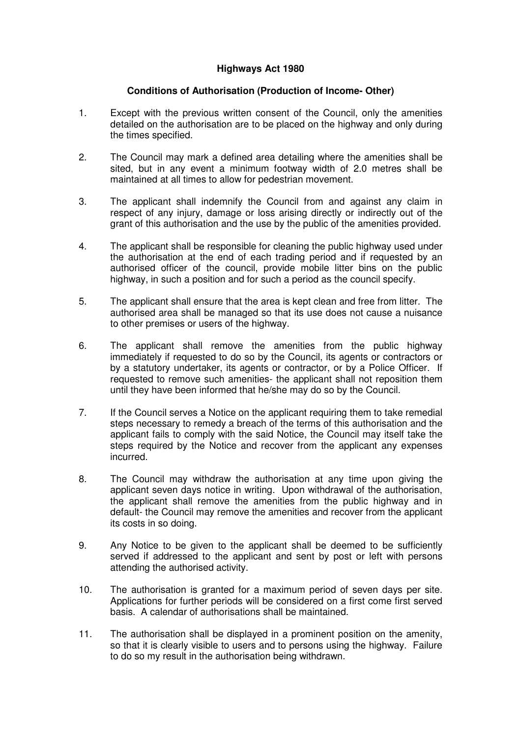**Highways Act 1980**

**Conditions of Authorisation (Production of Income- Other)**

1. Except with the previous written consent of the Council, only the amenities detailed on the authorisation are to be placed on the highway and only during the times specified.

2. The Council may mark a defined area detailing where the amenities shall be sited, but in any event a minimum footway width of 2.0 metres shall be maintained at all times to allow for pedestrian movement.

3. The applicant shall indemnify the Council from and against any claim in respect of any injury, damage or loss arising directly or indirectly out of the grant of this authorisation and the use by the public of the amenities provided.

4. The applicant shall be responsible for cleaning the public highway used under the authorisation at the end of each trading period and if requested by an authorised officer of the council, provide mobile litter bins on the public highway, in such a position and for such a period as the council specify.

5. The applicant shall ensure that the area is kept clean and free from litter. The authorised area shall be managed so that its use does not cause a nuisance to other premises or users of the highway.

6. The applicant shall remove the amenities from the public highway immediately if requested to do so by the Council, its agents or contractors or by a statutory undertaker, its agents or contractor, or by a Police Officer. If requested to remove such amenities- the applicant shall not reposition them until they have been informed that he/she may do so by the Council.

7. If the Council serves a Notice on the applicant requiring them to take remedial steps necessary to remedy a breach of the terms of this authorisation and the applicant fails to comply with the said Notice, the Council may itself take the steps required by the Notice and recover from the applicant any expenses incurred.

8. The Council may withdraw the authorisation at any time upon giving the applicant seven days notice in writing. Upon withdrawal of the authorisation, the applicant shall remove the amenities from the public highway and in default- the Council may remove the amenities and recover from the applicant its costs in so doing.

9. Any Notice to be given to the applicant shall be deemed to be sufficiently served if addressed to the applicant and sent by post or left with persons attending the authorised activity.

10. The authorisation is granted for a maximum period of seven days per site. Applications for further periods will be considered on a first come first served basis. A calendar of authorisations shall be maintained.

11. The authorisation shall be displayed in a prominent position on the amenity, so that it is clearly visible to users and to persons using the highway. Failure to do so my result in the authorisation being withdrawn.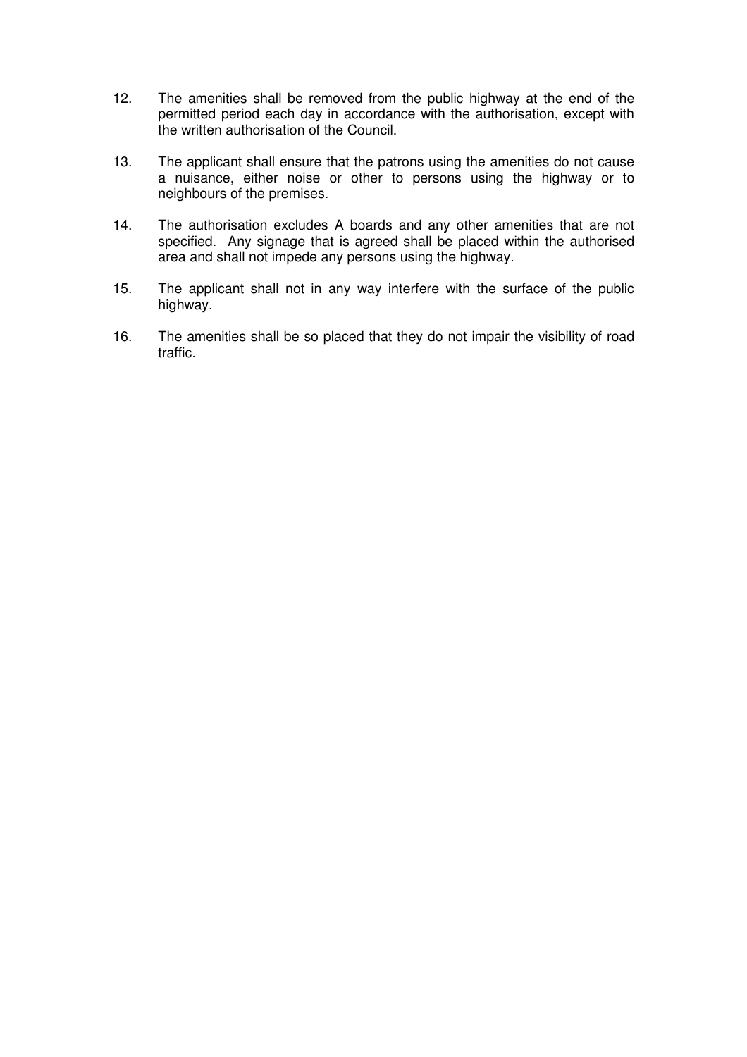12. The amenities shall be removed from the public highway at the end of the permitted period each day in accordance with the authorisation, except with the written authorisation of the Council.

13. The applicant shall ensure that the patrons using the amenities do not cause a nuisance, either noise or other to persons using the highway or to neighbours of the premises.

14. The authorisation excludes A boards and any other amenities that are not specified. Any signage that is agreed shall be placed within the authorised area and shall not impede any persons using the highway.

15. The applicant shall not in any way interfere with the surface of the public highway.

16. The amenities shall be so placed that they do not impair the visibility of road traffic.